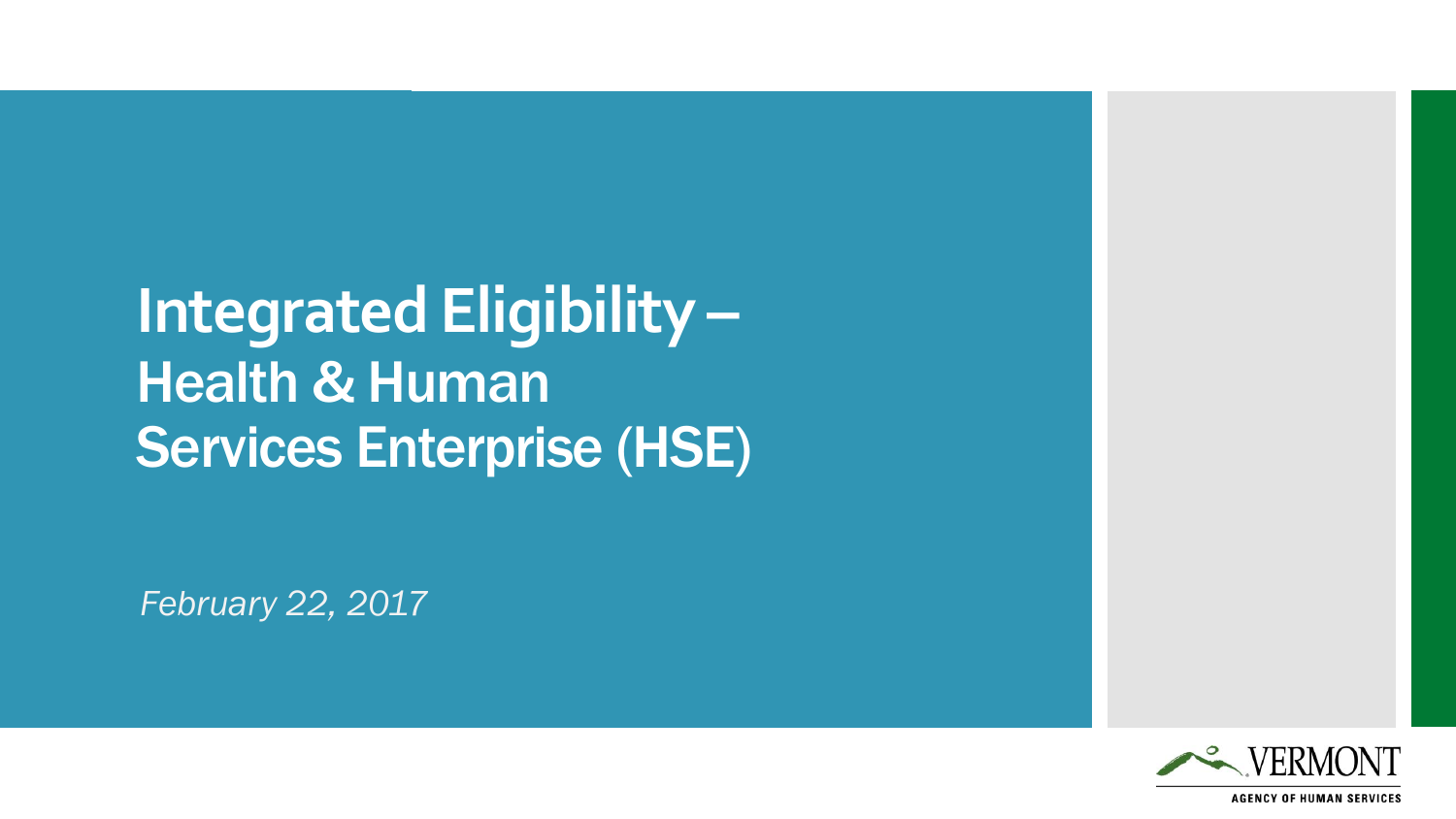# Integrated Eligibility – Health & Human Services Enterprise (HSE)

*February 22, 2017*

VERMONT

AGENCY OF HUMAN SERVICES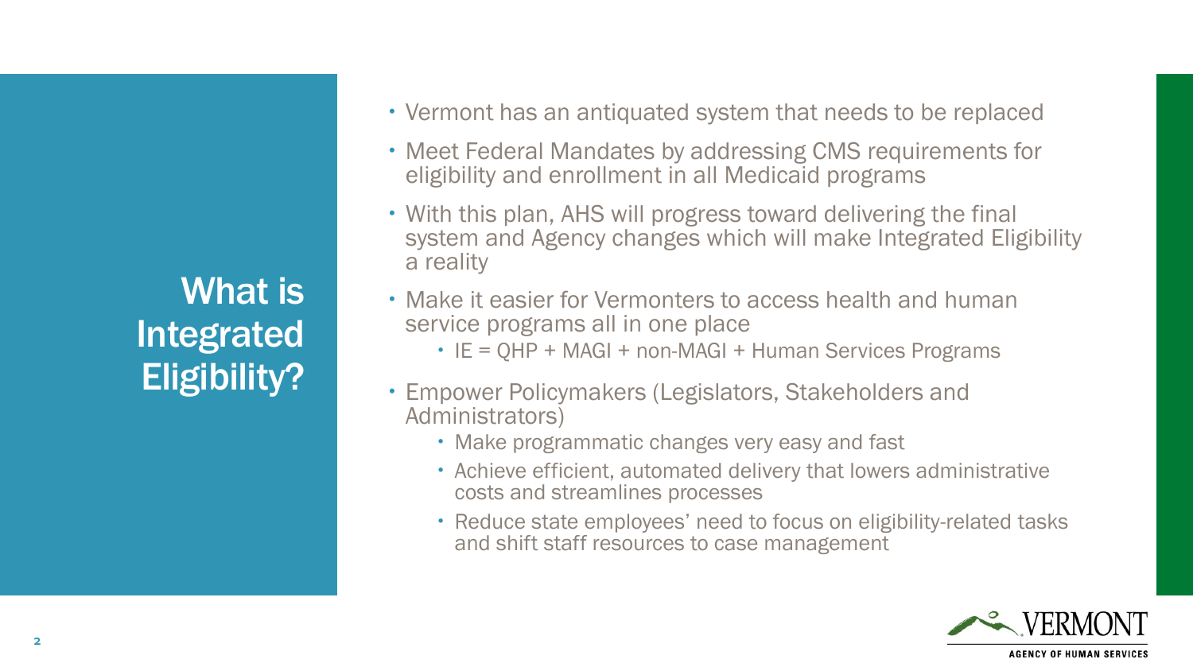# What is Integrated Eligibility?

- Vermont has an antiquated system that needs to be replaced
- Meet Federal Mandates by addressing CMS requirements for eligibility and enrollment in all Medicaid programs
- With this plan, AHS will progress toward delivering the final system and Agency changes which will make Integrated Eligibility a reality
- Make it easier for Vermonters to access health and human service programs all in one place
  - IE = QHP + MAGI + non-MAGI + Human Services Programs
- Empower Policymakers (Legislators, Stakeholders and Administrators)
  - Make programmatic changes very easy and fast
  - Achieve efficient, automated delivery that lowers administrative costs and streamlines processes
  - Reduce state employees' need to focus on eligibility-related tasks and shift staff resources to case management

VERMONT
AGENCY OF HUMAN SERVICES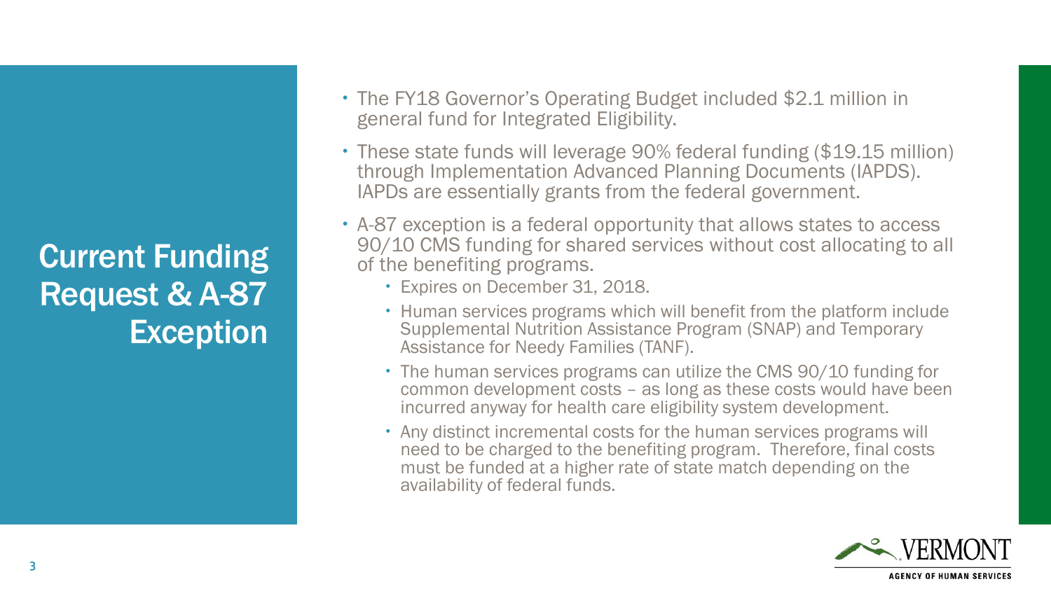# Current Funding Request & A-87 Exception

- The FY18 Governor's Operating Budget included $2.1 million in general fund for Integrated Eligibility.
- These state funds will leverage 90% federal funding ($19.15 million) through Implementation Advanced Planning Documents (IAPDS). IAPDs are essentially grants from the federal government.
- A-87 exception is a federal opportunity that allows states to access 90/10 CMS funding for shared services without cost allocating to all of the benefiting programs.
  - Expires on December 31, 2018.
  - Human services programs which will benefit from the platform include Supplemental Nutrition Assistance Program (SNAP) and Temporary Assistance for Needy Families (TANF).
  - The human services programs can utilize the CMS 90/10 funding for common development costs – as long as these costs would have been incurred anyway for health care eligibility system development.
  - Any distinct incremental costs for the human services programs will need to be charged to the benefiting program. Therefore, final costs must be funded at a higher rate of state match depending on the availability of federal funds.

VERMONT AGENCY OF HUMAN SERVICES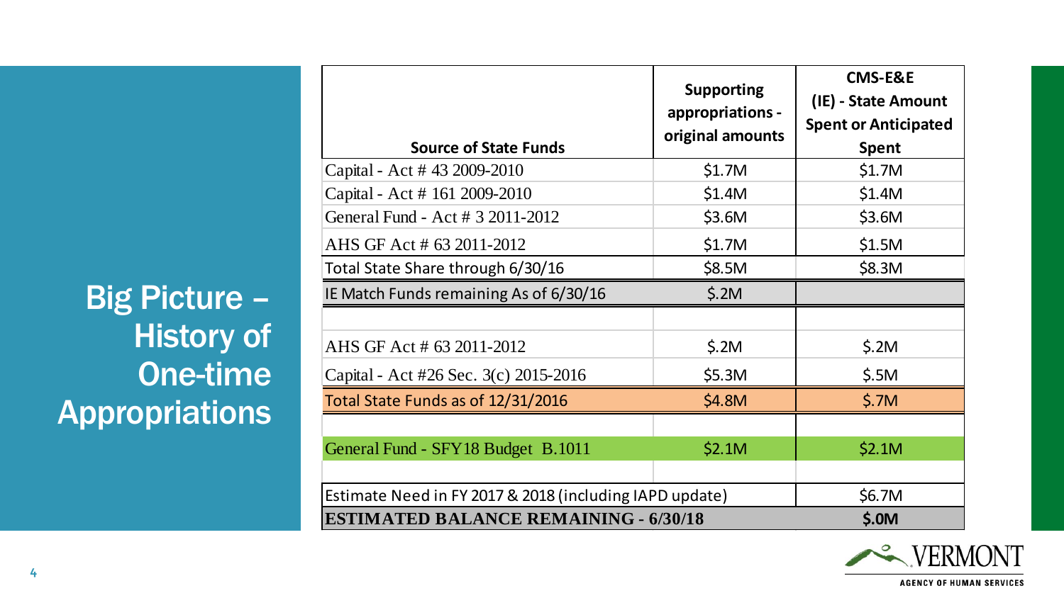# Big Picture – History of One-time Appropriations

| Source of State Funds | Supporting appropriations - original amounts | CMS-E&E (IE) - State Amount Spent or Anticipated Spent |
|---|---|---|
| Capital - Act # 43 2009-2010 | $1.7M | $1.7M |
| Capital - Act # 161 2009-2010 | $1.4M | $1.4M |
| General Fund - Act # 3 2011-2012 | $3.6M | $3.6M |
| AHS GF Act # 63 2011-2012 | $1.7M | $1.5M |
| Total State Share through 6/30/16 | $8.5M | $8.3M |
| IE Match Funds remaining As of 6/30/16 | $.2M | |
| | | |
| AHS GF Act # 63 2011-2012 | $.2M | $.2M |
| Capital - Act #26 Sec. 3(c) 2015-2016 | $5.3M | $.5M |
| Total State Funds as of 12/31/2016 | $4.8M | $.7M |
| | | |
| General Fund - SFY18 Budget B.1011 | $2.1M | $2.1M |
| | | |
| Estimate Need in FY 2017 & 2018 (including IAPD update) | | $6.7M |
| **ESTIMATED BALANCE REMAINING - 6/30/18** | | **$.0M** |

VERMONT
AGENCY OF HUMAN SERVICES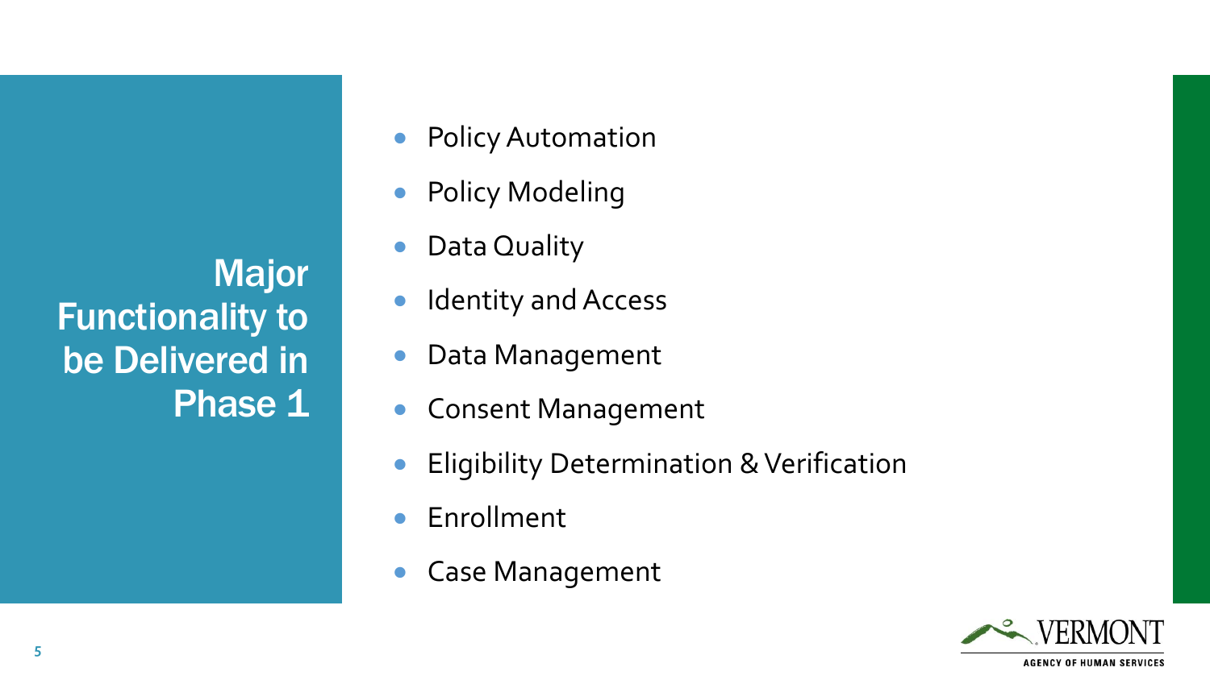# Major Functionality to be Delivered in Phase 1

- Policy Automation
- Policy Modeling
- Data Quality
- Identity and Access
- Data Management
- Consent Management
- Eligibility Determination & Verification
- Enrollment
- Case Management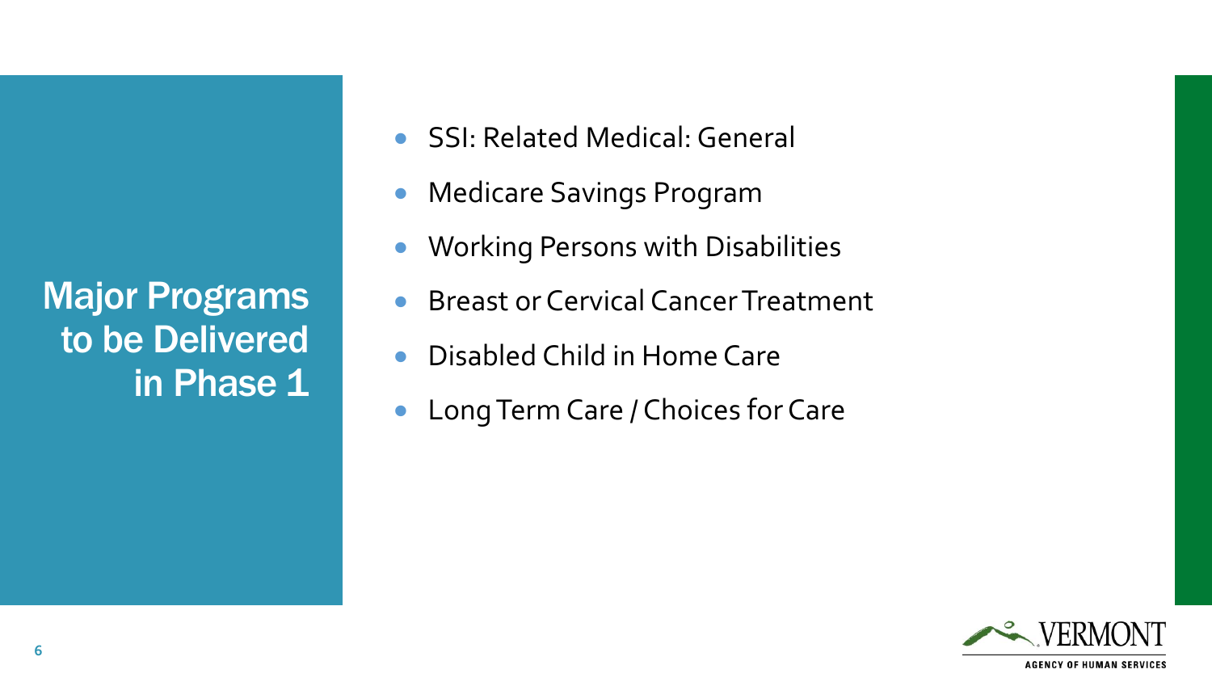# Major Programs to be Delivered in Phase 1

- SSI: Related Medical: General
- Medicare Savings Program
- Working Persons with Disabilities
- Breast or Cervical Cancer Treatment
- Disabled Child in Home Care
- Long Term Care / Choices for Care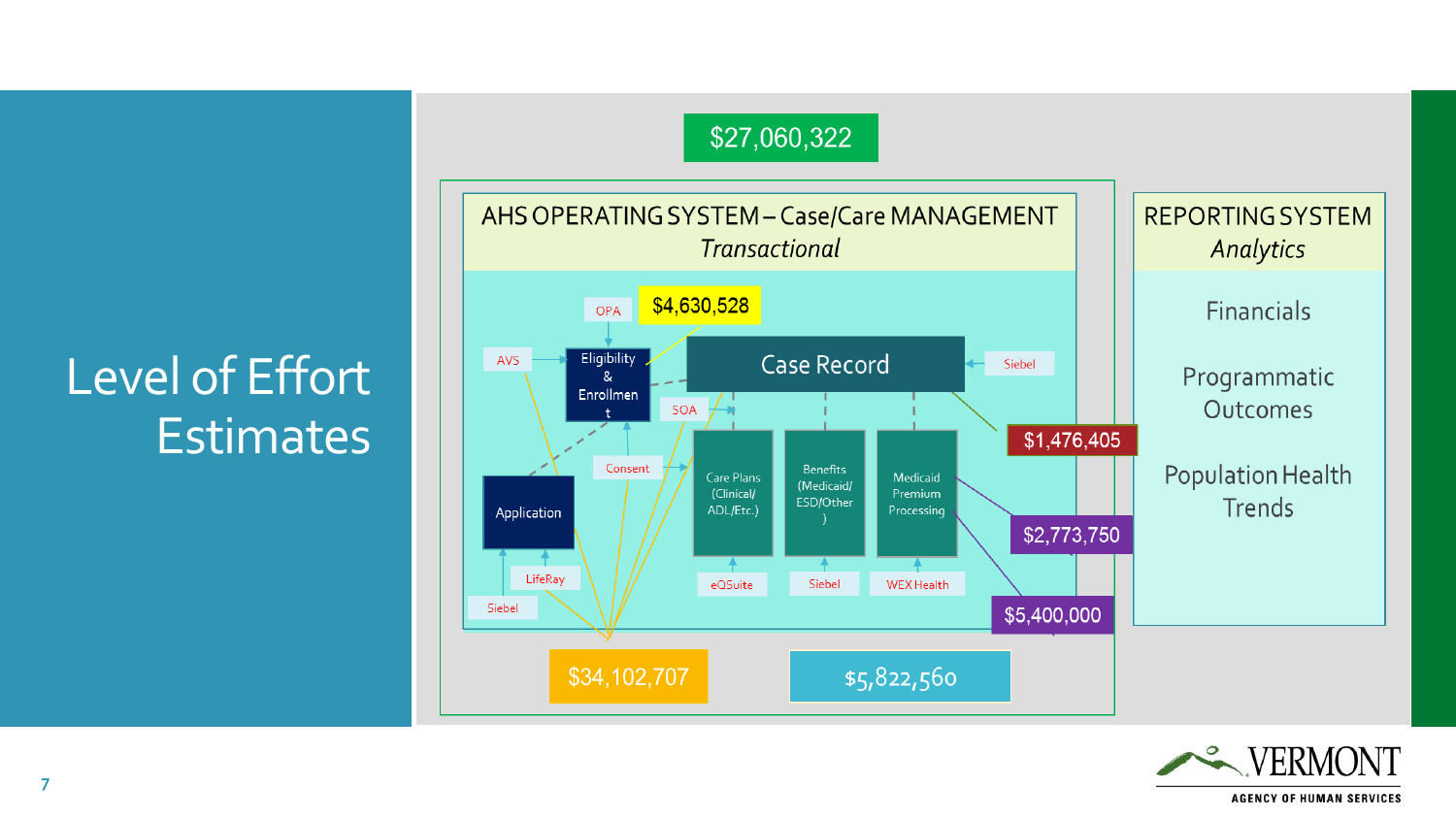# Level of Effort Estimates

$27,060,322

## AHS OPERATING SYSTEM – Case/Care MANAGEMENT

*Transactional*

- OPA
- $4,630,528
- AVS
- Eligibility & Enrollment
- Case Record
- Siebel
- SOA
- Consent
- Application
- LifeRay
- Siebel
- Care Plans (Clinical/ ADL/Etc.)
- Benefits (Medicaid/ ESD/Other)
- Medicaid Premium Processing
- eQSuite
- Siebel
- WEX Health
- $1,476,405
- $2,773,750
- $5,400,000
- $34,102,707
- $5,822,560

## REPORTING SYSTEM

*Analytics*

- Financials
- Programmatic Outcomes
- Population Health Trends

VERMONT
AGENCY OF HUMAN SERVICES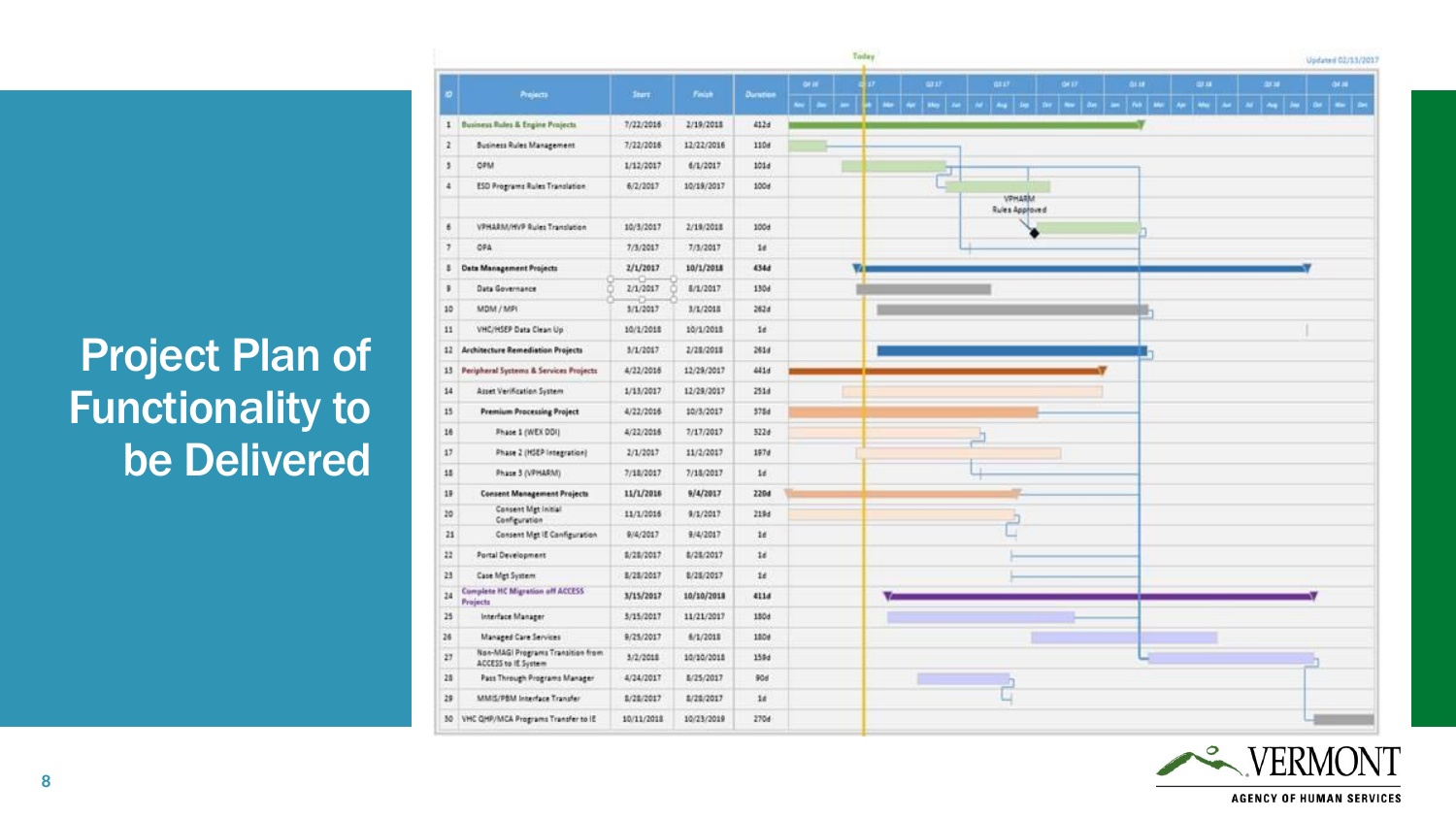# Project Plan of Functionality to be Delivered

Updated 02/15/2017

| ID | Projects | Start | Finish | Duration |
|---|---|---|---|---|
| 1 | Business Rules & Engine Projects | 7/22/2016 | 2/19/2018 | 412d |
| 2 | Business Rules Management | 7/22/2016 | 12/22/2016 | 110d |
| 3 | OPM | 1/12/2017 | 6/1/2017 | 101d |
| 4 | ESD Programs Rules Translation | 6/2/2017 | 10/19/2017 | 100d |
| 6 | VPHARM/HVP Rules Translation | 10/3/2017 | 2/19/2018 | 100d |
| 7 | OPA | 7/3/2017 | 7/3/2017 | 1d |
| 8 | Data Management Projects | 2/1/2017 | 10/1/2018 | 434d |
| 9 | Data Governance | 2/1/2017 | 8/1/2017 | 130d |
| 10 | MDM / MPI | 3/1/2017 | 3/1/2018 | 262d |
| 11 | VHC/HSEP Data Clean Up | 10/1/2018 | 10/1/2018 | 1d |
| 12 | Architecture Remediation Projects | 3/1/2017 | 2/28/2018 | 261d |
| 13 | Peripheral Systems & Services Projects | 4/22/2016 | 12/29/2017 | 441d |
| 14 | Asset Verification System | 1/13/2017 | 12/29/2017 | 251d |
| 15 | Premium Processing Project | 4/22/2016 | 10/3/2017 | 378d |
| 16 | Phase 1 (WEX DDI) | 4/22/2016 | 7/17/2017 | 322d |
| 17 | Phase 2 (HSEP Integration) | 2/1/2017 | 11/2/2017 | 197d |
| 18 | Phase 3 (VPHARM) | 7/18/2017 | 7/18/2017 | 1d |
| 19 | Consent Management Projects | 11/1/2016 | 9/4/2017 | 220d |
| 20 | Consent Mgt Initial Configuration | 11/1/2016 | 9/1/2017 | 219d |
| 21 | Consent Mgt IE Configuration | 9/4/2017 | 9/4/2017 | 1d |
| 22 | Portal Development | 8/28/2017 | 8/28/2017 | 1d |
| 23 | Case Mgt System | 8/28/2017 | 8/28/2017 | 1d |
| 24 | Complete HC Migration off ACCESS Projects | 3/15/2017 | 10/10/2018 | 411d |
| 25 | Interface Manager | 3/15/2017 | 11/21/2017 | 180d |
| 26 | Managed Care Services | 9/25/2017 | 6/1/2018 | 180d |
| 27 | Non-MAGI Programs Transition from ACCESS to IE System | 3/2/2018 | 10/10/2018 | 159d |
| 28 | Pass Through Programs Manager | 4/24/2017 | 8/25/2017 | 90d |
| 29 | MMIS/PBM Interface Transfer | 8/28/2017 | 8/28/2017 | 1d |
| 30 | VHC QHP/MCA Programs Transfer to IE | 10/11/2018 | 10/23/2019 | 270d |

VPHARM Rules Approved

Today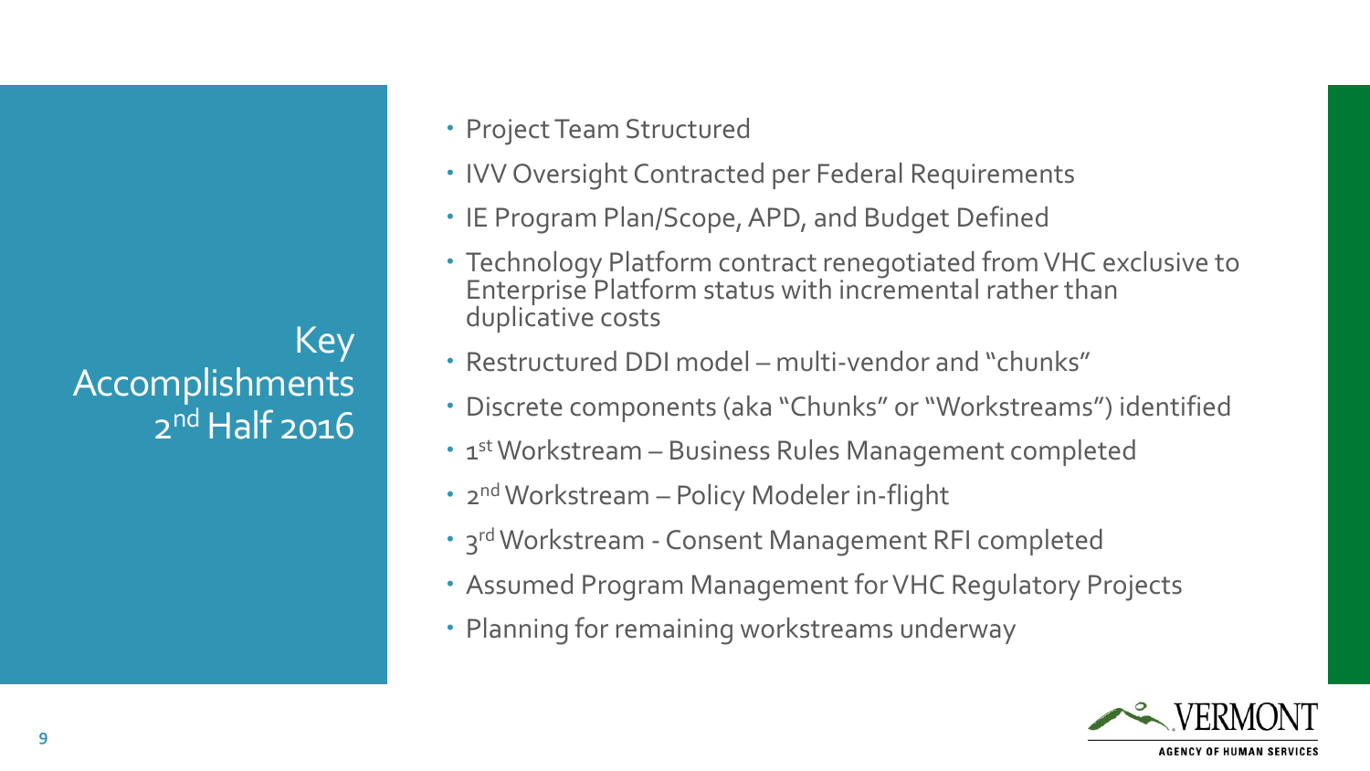# Key Accomplishments 2nd Half 2016

- Project Team Structured
- IVV Oversight Contracted per Federal Requirements
- IE Program Plan/Scope, APD, and Budget Defined
- Technology Platform contract renegotiated from VHC exclusive to Enterprise Platform status with incremental rather than duplicative costs
- Restructured DDI model – multi-vendor and "chunks"
- Discrete components (aka "Chunks" or "Workstreams") identified
- 1st Workstream – Business Rules Management completed
- 2nd Workstream – Policy Modeler in-flight
- 3rd Workstream - Consent Management RFI completed
- Assumed Program Management for VHC Regulatory Projects
- Planning for remaining workstreams underway

VERMONT
AGENCY OF HUMAN SERVICES